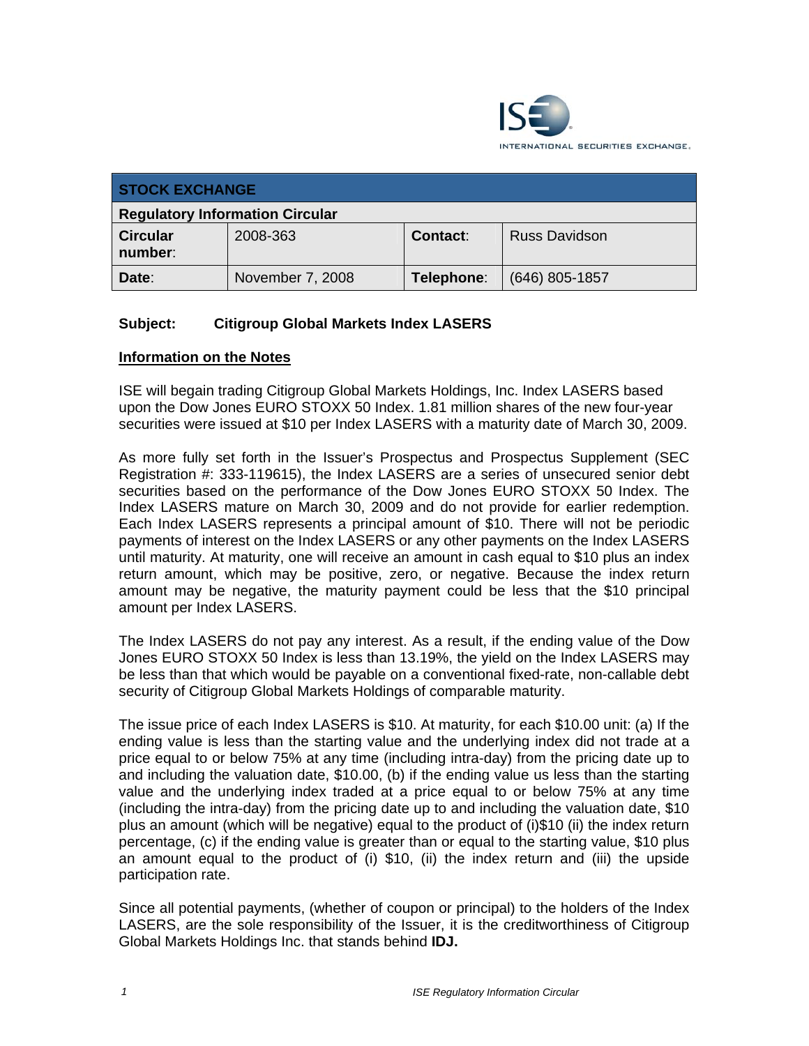INTERNATIONAL SECURITIES EXCHANGE.

| STOCK EXCHANGE | | | |
|---|---|---|---|
| **Regulatory Information Circular** | | | |
| **Circular number**: | 2008-363 | **Contact**: | Russ Davidson |
| **Date**: | November 7, 2008 | **Telephone**: | (646) 805-1857 |

**Subject: Citigroup Global Markets Index LASERS**

## Information on the Notes

ISE will begain trading Citigroup Global Markets Holdings, Inc. Index LASERS based upon the Dow Jones EURO STOXX 50 Index. 1.81 million shares of the new four-year securities were issued at $10 per Index LASERS with a maturity date of March 30, 2009.

As more fully set forth in the Issuer's Prospectus and Prospectus Supplement (SEC Registration #: 333-119615), the Index LASERS are a series of unsecured senior debt securities based on the performance of the Dow Jones EURO STOXX 50 Index. The Index LASERS mature on March 30, 2009 and do not provide for earlier redemption. Each Index LASERS represents a principal amount of $10. There will not be periodic payments of interest on the Index LASERS or any other payments on the Index LASERS until maturity. At maturity, one will receive an amount in cash equal to $10 plus an index return amount, which may be positive, zero, or negative. Because the index return amount may be negative, the maturity payment could be less that the $10 principal amount per Index LASERS.

The Index LASERS do not pay any interest. As a result, if the ending value of the Dow Jones EURO STOXX 50 Index is less than 13.19%, the yield on the Index LASERS may be less than that which would be payable on a conventional fixed-rate, non-callable debt security of Citigroup Global Markets Holdings of comparable maturity.

The issue price of each Index LASERS is $10. At maturity, for each $10.00 unit: (a) If the ending value is less than the starting value and the underlying index did not trade at a price equal to or below 75% at any time (including intra-day) from the pricing date up to and including the valuation date, $10.00, (b) if the ending value us less than the starting value and the underlying index traded at a price equal to or below 75% at any time (including the intra-day) from the pricing date up to and including the valuation date, $10 plus an amount (which will be negative) equal to the product of (i)$10 (ii) the index return percentage, (c) if the ending value is greater than or equal to the starting value, $10 plus an amount equal to the product of (i) $10, (ii) the index return and (iii) the upside participation rate.

Since all potential payments, (whether of coupon or principal) to the holders of the Index LASERS, are the sole responsibility of the Issuer, it is the creditworthiness of Citigroup Global Markets Holdings Inc. that stands behind **IDJ.**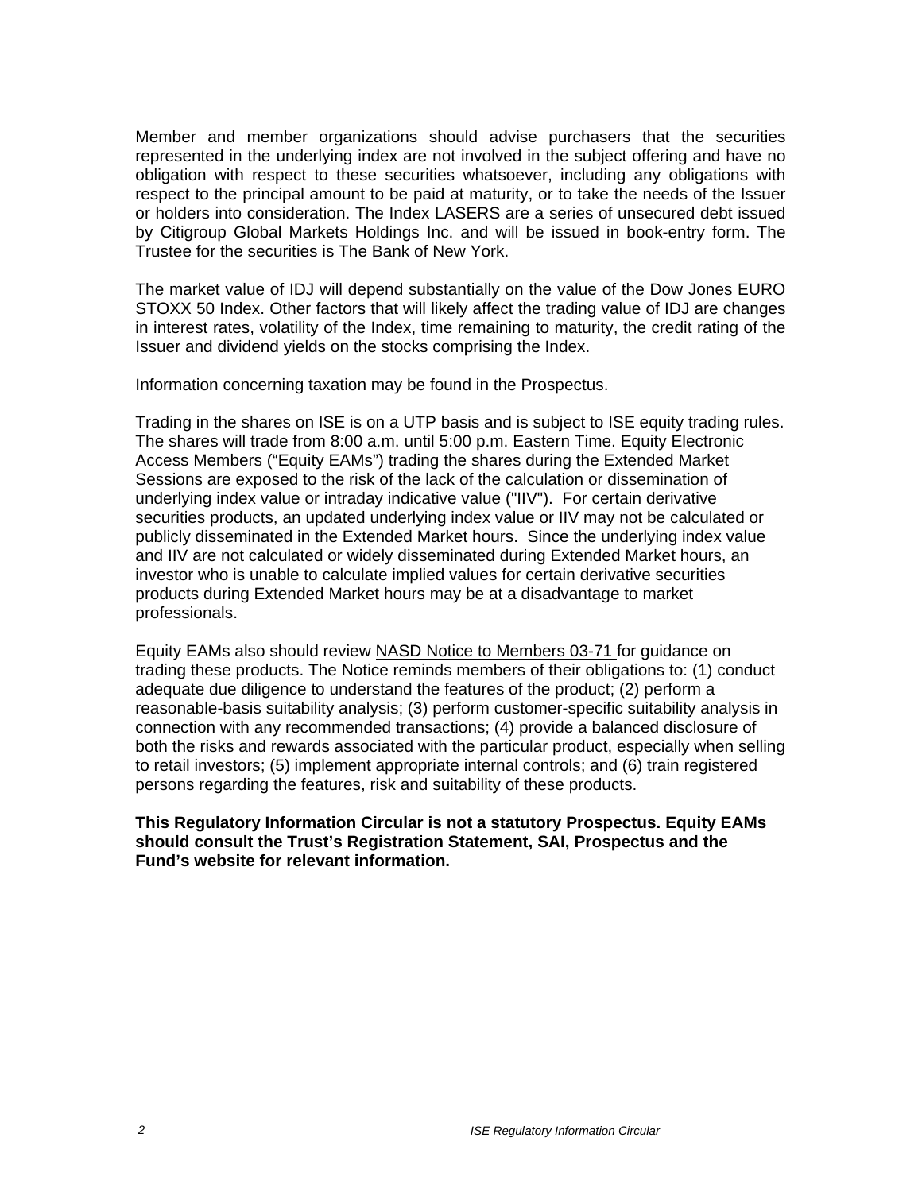Member and member organizations should advise purchasers that the securities represented in the underlying index are not involved in the subject offering and have no obligation with respect to these securities whatsoever, including any obligations with respect to the principal amount to be paid at maturity, or to take the needs of the Issuer or holders into consideration. The Index LASERS are a series of unsecured debt issued by Citigroup Global Markets Holdings Inc. and will be issued in book-entry form. The Trustee for the securities is The Bank of New York.

The market value of IDJ will depend substantially on the value of the Dow Jones EURO STOXX 50 Index. Other factors that will likely affect the trading value of IDJ are changes in interest rates, volatility of the Index, time remaining to maturity, the credit rating of the Issuer and dividend yields on the stocks comprising the Index.

Information concerning taxation may be found in the Prospectus.

Trading in the shares on ISE is on a UTP basis and is subject to ISE equity trading rules. The shares will trade from 8:00 a.m. until 5:00 p.m. Eastern Time. Equity Electronic Access Members ("Equity EAMs") trading the shares during the Extended Market Sessions are exposed to the risk of the lack of the calculation or dissemination of underlying index value or intraday indicative value ("IIV"). For certain derivative securities products, an updated underlying index value or IIV may not be calculated or publicly disseminated in the Extended Market hours. Since the underlying index value and IIV are not calculated or widely disseminated during Extended Market hours, an investor who is unable to calculate implied values for certain derivative securities products during Extended Market hours may be at a disadvantage to market professionals.

Equity EAMs also should review NASD Notice to Members 03-71 for guidance on trading these products. The Notice reminds members of their obligations to: (1) conduct adequate due diligence to understand the features of the product; (2) perform a reasonable-basis suitability analysis; (3) perform customer-specific suitability analysis in connection with any recommended transactions; (4) provide a balanced disclosure of both the risks and rewards associated with the particular product, especially when selling to retail investors; (5) implement appropriate internal controls; and (6) train registered persons regarding the features, risk and suitability of these products.

**This Regulatory Information Circular is not a statutory Prospectus. Equity EAMs should consult the Trust's Registration Statement, SAI, Prospectus and the Fund's website for relevant information.**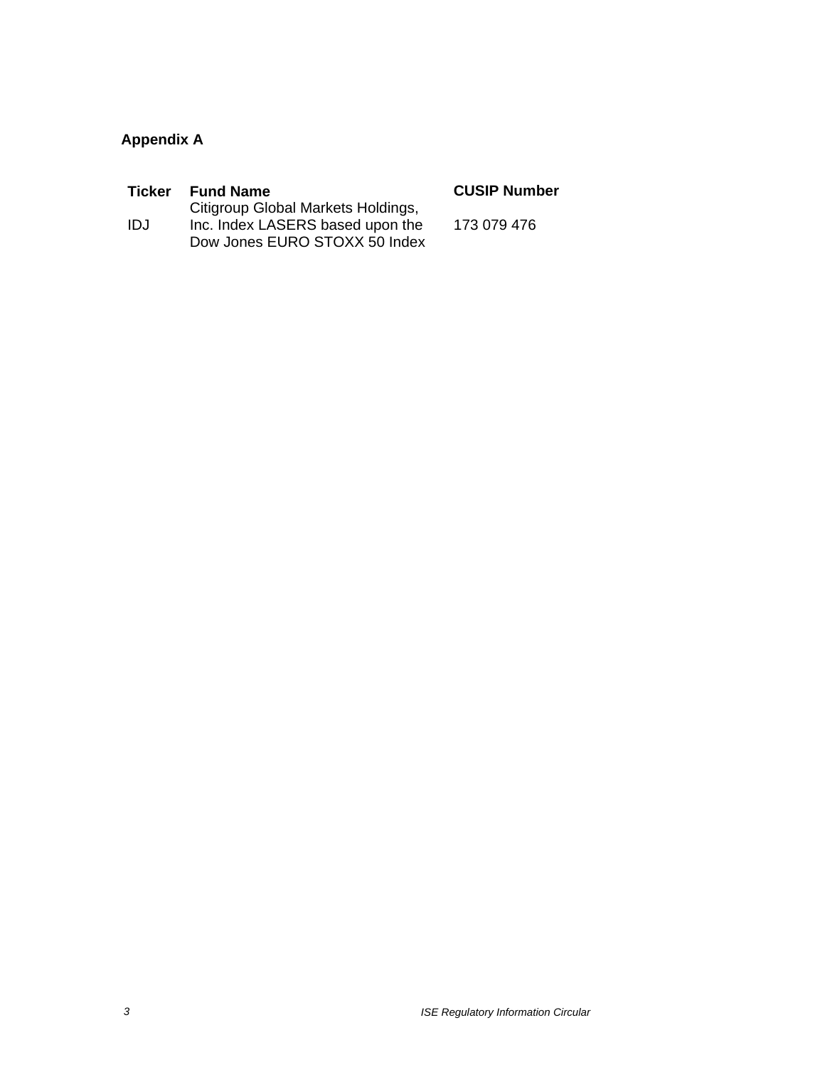## Appendix A

| Ticker | Fund Name | CUSIP Number |
|---|---|---|
| IDJ | Citigroup Global Markets Holdings, Inc. Index LASERS based upon the Dow Jones EURO STOXX 50 Index | 173 079 476 |